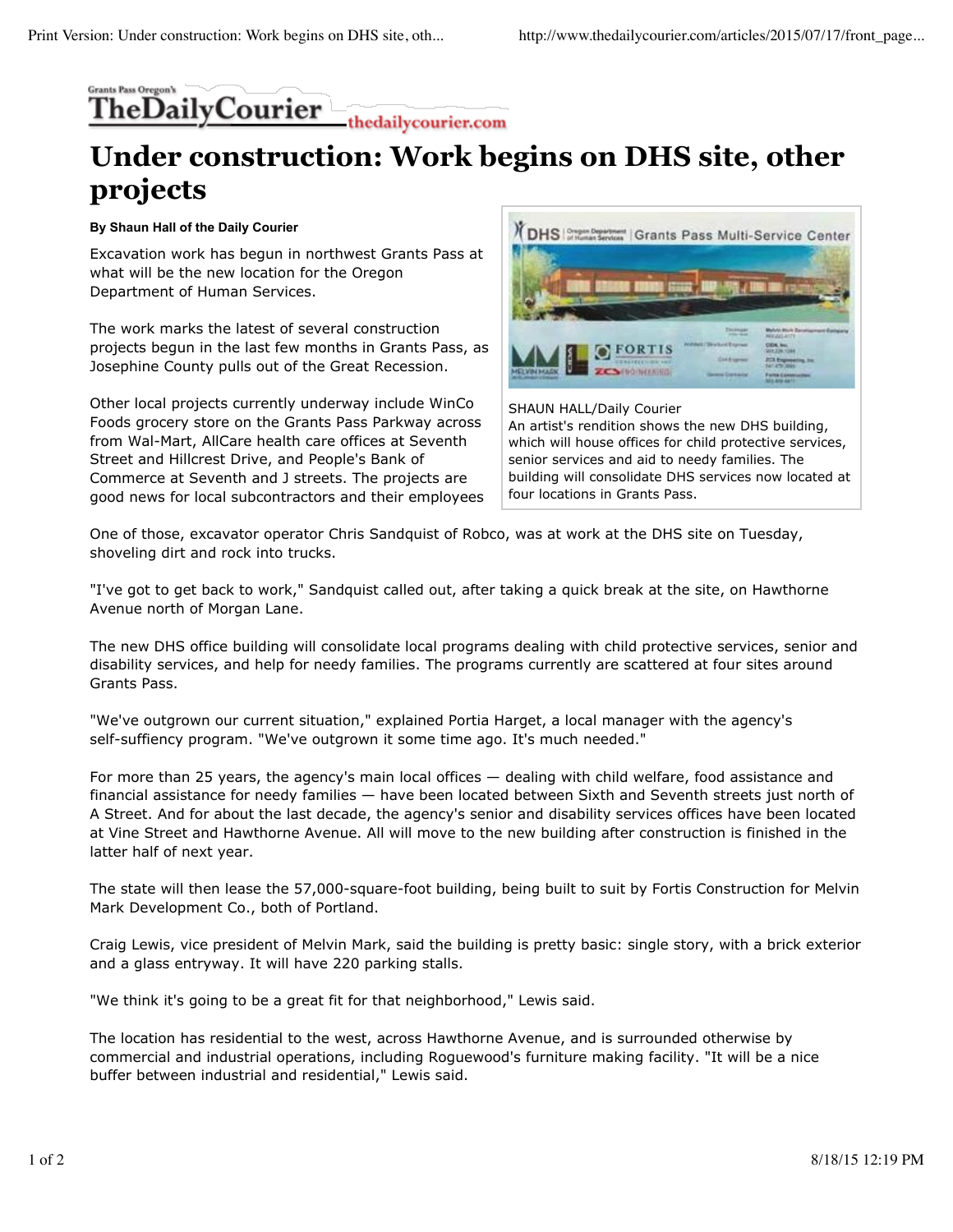# Under construction: Work begins on DHS site, other projects

**By Shaun Hall of the Daily Courier**

Excavation work has begun in northwest Grants Pass at what will be the new location for the Oregon Department of Human Services.

The work marks the latest of several construction projects begun in the last few months in Grants Pass, as Josephine County pulls out of the Great Recession.

Other local projects currently underway include WinCo Foods grocery store on the Grants Pass Parkway across from Wal-Mart, AllCare health care offices at Seventh Street and Hillcrest Drive, and People's Bank of Commerce at Seventh and J streets. The projects are good news for local subcontractors and their employees

SHAUN HALL/Daily Courier
An artist's rendition shows the new DHS building, which will house offices for child protective services, senior services and aid to needy families. The building will consolidate DHS services now located at four locations in Grants Pass.

One of those, excavator operator Chris Sandquist of Robco, was at work at the DHS site on Tuesday, shoveling dirt and rock into trucks.

"I've got to get back to work," Sandquist called out, after taking a quick break at the site, on Hawthorne Avenue north of Morgan Lane.

The new DHS office building will consolidate local programs dealing with child protective services, senior and disability services, and help for needy families. The programs currently are scattered at four sites around Grants Pass.

"We've outgrown our current situation," explained Portia Harget, a local manager with the agency's self-suffiency program. "We've outgrown it some time ago. It's much needed."

For more than 25 years, the agency's main local offices — dealing with child welfare, food assistance and financial assistance for needy families — have been located between Sixth and Seventh streets just north of A Street. And for about the last decade, the agency's senior and disability services offices have been located at Vine Street and Hawthorne Avenue. All will move to the new building after construction is finished in the latter half of next year.

The state will then lease the 57,000-square-foot building, being built to suit by Fortis Construction for Melvin Mark Development Co., both of Portland.

Craig Lewis, vice president of Melvin Mark, said the building is pretty basic: single story, with a brick exterior and a glass entryway. It will have 220 parking stalls.

"We think it's going to be a great fit for that neighborhood," Lewis said.

The location has residential to the west, across Hawthorne Avenue, and is surrounded otherwise by commercial and industrial operations, including Roguewood's furniture making facility. "It will be a nice buffer between industrial and residential," Lewis said.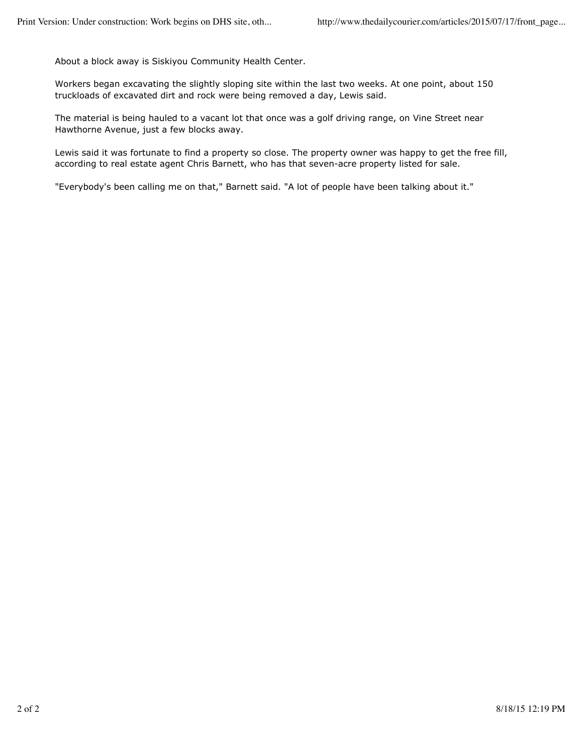About a block away is Siskiyou Community Health Center.

Workers began excavating the slightly sloping site within the last two weeks. At one point, about 150 truckloads of excavated dirt and rock were being removed a day, Lewis said.

The material is being hauled to a vacant lot that once was a golf driving range, on Vine Street near Hawthorne Avenue, just a few blocks away.

Lewis said it was fortunate to find a property so close. The property owner was happy to get the free fill, according to real estate agent Chris Barnett, who has that seven-acre property listed for sale.

"Everybody's been calling me on that," Barnett said. "A lot of people have been talking about it."